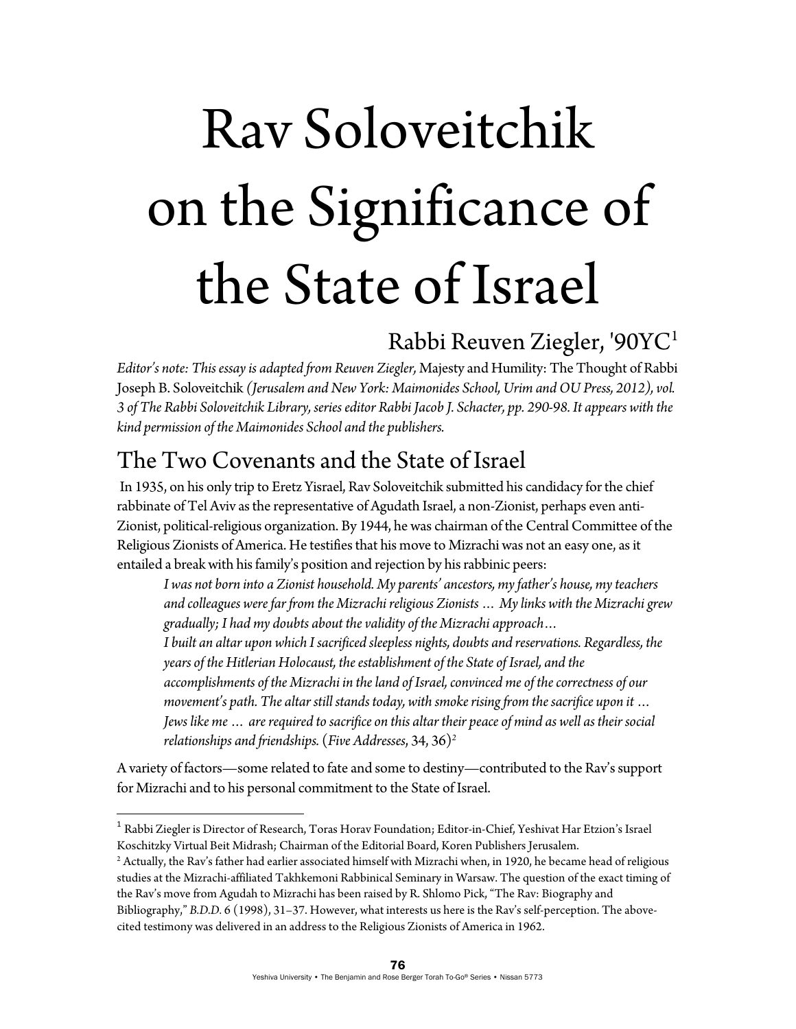# Rav Soloveitchik on the Significance of the State of Israel

Rabbi Reuven Ziegler, '90YC[1]

*Editor's note: This essay is adapted from Reuven Ziegler,* Majesty and Humility: The Thought of Rabbi Joseph B. Soloveitchik *(Jerusalem and New York: Maimonides School, Urim and OU Press, 2012), vol. 3 of The Rabbi Soloveitchik Library, series editor Rabbi Jacob J. Schacter, pp. 290-98. It appears with the kind permission of the Maimonides School and the publishers.*

## The Two Covenants and the State of Israel

In 1935, on his only trip to Eretz Yisrael, Rav Soloveitchik submitted his candidacy for the chief rabbinate of Tel Aviv as the representative of Agudath Israel, a non-Zionist, perhaps even anti-Zionist, political-religious organization. By 1944, he was chairman of the Central Committee of the Religious Zionists of America. He testifies that his move to Mizrachi was not an easy one, as it entailed a break with his family's position and rejection by his rabbinic peers:

> *I was not born into a Zionist household. My parents' ancestors, my father's house, my teachers and colleagues were far from the Mizrachi religious Zionists … My links with the Mizrachi grew gradually; I had my doubts about the validity of the Mizrachi approach…*
>
> *I built an altar upon which I sacrificed sleepless nights, doubts and reservations. Regardless, the years of the Hitlerian Holocaust, the establishment of the State of Israel, and the accomplishments of the Mizrachi in the land of Israel, convinced me of the correctness of our movement's path. The altar still stands today, with smoke rising from the sacrifice upon it … Jews like me … are required to sacrifice on this altar their peace of mind as well as their social relationships and friendships.* (*Five Addresses*, 34, 36)[2]

A variety of factors—some related to fate and some to destiny—contributed to the Rav's support for Mizrachi and to his personal commitment to the State of Israel.

---

[1] Rabbi Ziegler is Director of Research, Toras Horav Foundation; Editor-in-Chief, Yeshivat Har Etzion's Israel Koschitzky Virtual Beit Midrash; Chairman of the Editorial Board, Koren Publishers Jerusalem.

[2] Actually, the Rav's father had earlier associated himself with Mizrachi when, in 1920, he became head of religious studies at the Mizrachi-affiliated Takhkemoni Rabbinical Seminary in Warsaw. The question of the exact timing of the Rav's move from Agudah to Mizrachi has been raised by R. Shlomo Pick, "The Rav: Biography and Bibliography," *B.D.D.* 6 (1998), 31–37. However, what interests us here is the Rav's self-perception. The above-cited testimony was delivered in an address to the Religious Zionists of America in 1962.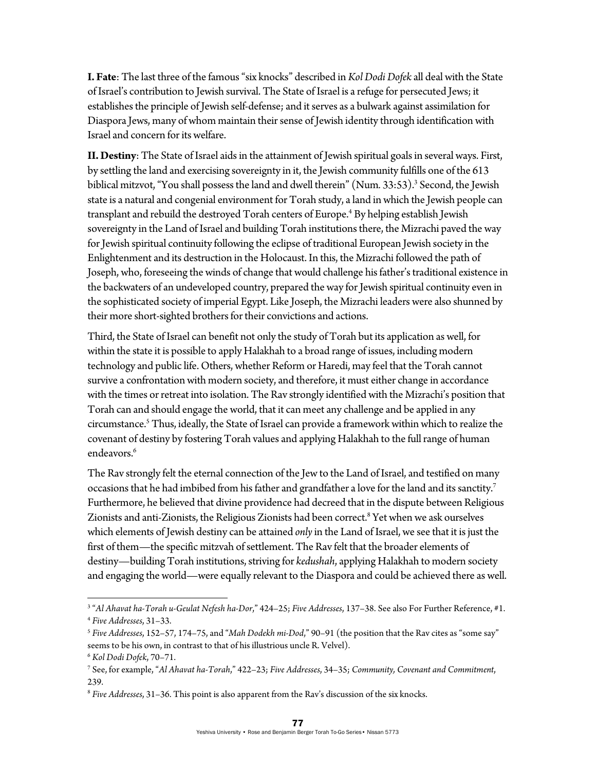**I. Fate**: The last three of the famous "six knocks" described in *Kol Dodi Dofek* all deal with the State of Israel's contribution to Jewish survival. The State of Israel is a refuge for persecuted Jews; it establishes the principle of Jewish self-defense; and it serves as a bulwark against assimilation for Diaspora Jews, many of whom maintain their sense of Jewish identity through identification with Israel and concern for its welfare.

**II. Destiny**: The State of Israel aids in the attainment of Jewish spiritual goals in several ways. First, by settling the land and exercising sovereignty in it, the Jewish community fulfills one of the 613 biblical mitzvot, "You shall possess the land and dwell therein" (Num. 33:53).[3] Second, the Jewish state is a natural and congenial environment for Torah study, a land in which the Jewish people can transplant and rebuild the destroyed Torah centers of Europe.[4] By helping establish Jewish sovereignty in the Land of Israel and building Torah institutions there, the Mizrachi paved the way for Jewish spiritual continuity following the eclipse of traditional European Jewish society in the Enlightenment and its destruction in the Holocaust. In this, the Mizrachi followed the path of Joseph, who, foreseeing the winds of change that would challenge his father's traditional existence in the backwaters of an undeveloped country, prepared the way for Jewish spiritual continuity even in the sophisticated society of imperial Egypt. Like Joseph, the Mizrachi leaders were also shunned by their more short-sighted brothers for their convictions and actions.

Third, the State of Israel can benefit not only the study of Torah but its application as well, for within the state it is possible to apply Halakhah to a broad range of issues, including modern technology and public life. Others, whether Reform or Haredi, may feel that the Torah cannot survive a confrontation with modern society, and therefore, it must either change in accordance with the times or retreat into isolation. The Rav strongly identified with the Mizrachi's position that Torah can and should engage the world, that it can meet any challenge and be applied in any circumstance.[5] Thus, ideally, the State of Israel can provide a framework within which to realize the covenant of destiny by fostering Torah values and applying Halakhah to the full range of human endeavors.[6]

The Rav strongly felt the eternal connection of the Jew to the Land of Israel, and testified on many occasions that he had imbibed from his father and grandfather a love for the land and its sanctity.[7] Furthermore, he believed that divine providence had decreed that in the dispute between Religious Zionists and anti-Zionists, the Religious Zionists had been correct.[8] Yet when we ask ourselves which elements of Jewish destiny can be attained *only* in the Land of Israel, we see that it is just the first of them—the specific mitzvah of settlement. The Rav felt that the broader elements of destiny—building Torah institutions, striving for *kedushah*, applying Halakhah to modern society and engaging the world—were equally relevant to the Diaspora and could be achieved there as well.

---

[3] "*Al Ahavat ha-Torah u-Geulat Nefesh ha-Dor*," 424–25; *Five Addresses*, 137–38. See also For Further Reference, #1.

[4] *Five Addresses*, 31–33.

[5] *Five Addresses*, 152–57, 174–75, and "*Mah Dodekh mi-Dod*," 90–91 (the position that the Rav cites as "some say" seems to be his own, in contrast to that of his illustrious uncle R. Velvel).

[6] *Kol Dodi Dofek*, 70–71.

[7] See, for example, "*Al Ahavat ha-Torah*," 422–23; *Five Addresses*, 34–35; *Community, Covenant and Commitment*, 239.

[8] *Five Addresses*, 31–36. This point is also apparent from the Rav's discussion of the six knocks.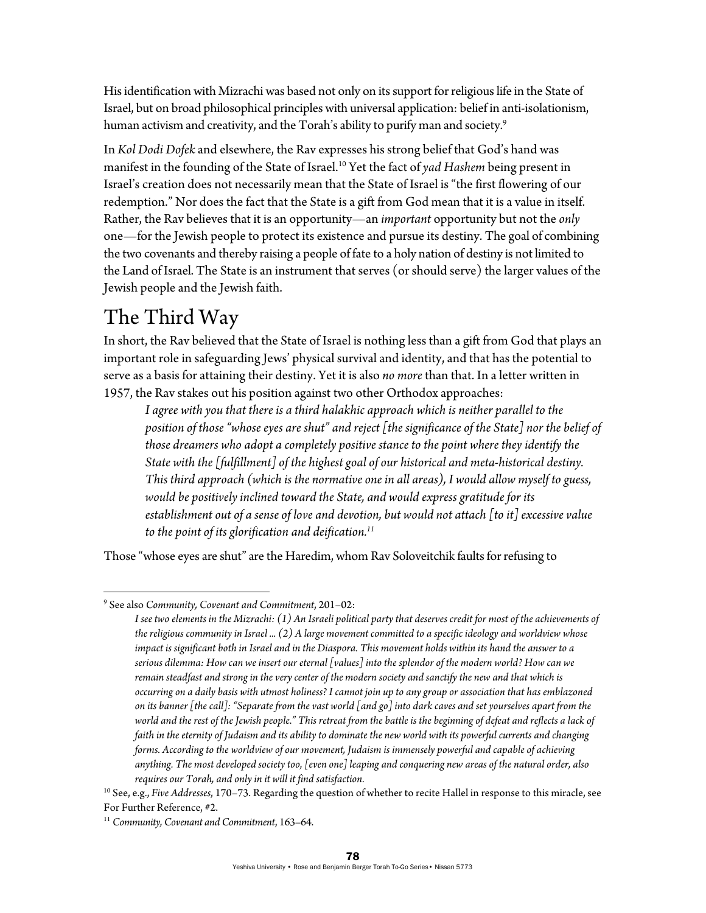His identification with Mizrachi was based not only on its support for religious life in the State of Israel, but on broad philosophical principles with universal application: belief in anti-isolationism, human activism and creativity, and the Torah's ability to purify man and society.[9]

In *Kol Dodi Dofek* and elsewhere, the Rav expresses his strong belief that God's hand was manifest in the founding of the State of Israel.[10] Yet the fact of *yad Hashem* being present in Israel's creation does not necessarily mean that the State of Israel is "the first flowering of our redemption." Nor does the fact that the State is a gift from God mean that it is a value in itself. Rather, the Rav believes that it is an opportunity—an *important* opportunity but not the *only* one—for the Jewish people to protect its existence and pursue its destiny. The goal of combining the two covenants and thereby raising a people of fate to a holy nation of destiny is not limited to the Land of Israel. The State is an instrument that serves (or should serve) the larger values of the Jewish people and the Jewish faith.

## The Third Way

In short, the Rav believed that the State of Israel is nothing less than a gift from God that plays an important role in safeguarding Jews' physical survival and identity, and that has the potential to serve as a basis for attaining their destiny. Yet it is also *no more* than that. In a letter written in 1957, the Rav stakes out his position against two other Orthodox approaches:

> *I agree with you that there is a third halakhic approach which is neither parallel to the position of those "whose eyes are shut" and reject [the significance of the State] nor the belief of those dreamers who adopt a completely positive stance to the point where they identify the State with the [fulfillment] of the highest goal of our historical and meta-historical destiny. This third approach (which is the normative one in all areas), I would allow myself to guess, would be positively inclined toward the State, and would express gratitude for its establishment out of a sense of love and devotion, but would not attach [to it] excessive value to the point of its glorification and deification.*[11]

Those "whose eyes are shut" are the Haredim, whom Rav Soloveitchik faults for refusing to

---

[9] See also *Community, Covenant and Commitment*, 201–02:

> *I see two elements in the Mizrachi: (1) An Israeli political party that deserves credit for most of the achievements of the religious community in Israel ... (2) A large movement committed to a specific ideology and worldview whose impact is significant both in Israel and in the Diaspora. This movement holds within its hand the answer to a serious dilemma: How can we insert our eternal [values] into the splendor of the modern world? How can we remain steadfast and strong in the very center of the modern society and sanctify the new and that which is occurring on a daily basis with utmost holiness? I cannot join up to any group or association that has emblazoned on its banner [the call]: "Separate from the vast world [and go] into dark caves and set yourselves apart from the world and the rest of the Jewish people." This retreat from the battle is the beginning of defeat and reflects a lack of faith in the eternity of Judaism and its ability to dominate the new world with its powerful currents and changing forms. According to the worldview of our movement, Judaism is immensely powerful and capable of achieving anything. The most developed society too, [even one] leaping and conquering new areas of the natural order, also requires our Torah, and only in it will it find satisfaction.*

[10] See, e.g., *Five Addresses*, 170–73. Regarding the question of whether to recite Hallel in response to this miracle, see For Further Reference, #2.

[11] *Community, Covenant and Commitment*, 163–64.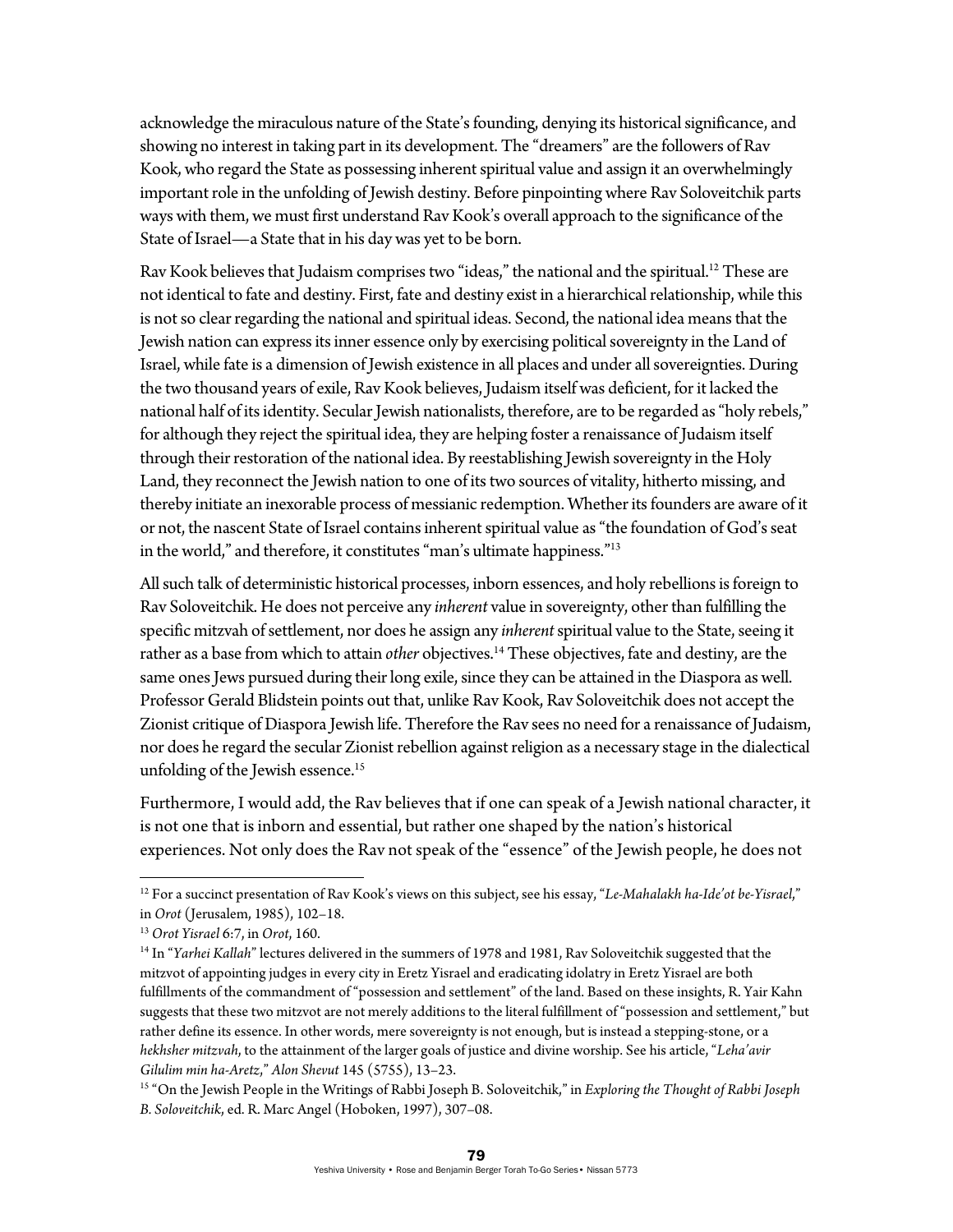acknowledge the miraculous nature of the State's founding, denying its historical significance, and showing no interest in taking part in its development. The "dreamers" are the followers of Rav Kook, who regard the State as possessing inherent spiritual value and assign it an overwhelmingly important role in the unfolding of Jewish destiny. Before pinpointing where Rav Soloveitchik parts ways with them, we must first understand Rav Kook's overall approach to the significance of the State of Israel—a State that in his day was yet to be born.

Rav Kook believes that Judaism comprises two "ideas," the national and the spiritual.[12] These are not identical to fate and destiny. First, fate and destiny exist in a hierarchical relationship, while this is not so clear regarding the national and spiritual ideas. Second, the national idea means that the Jewish nation can express its inner essence only by exercising political sovereignty in the Land of Israel, while fate is a dimension of Jewish existence in all places and under all sovereignties. During the two thousand years of exile, Rav Kook believes, Judaism itself was deficient, for it lacked the national half of its identity. Secular Jewish nationalists, therefore, are to be regarded as "holy rebels," for although they reject the spiritual idea, they are helping foster a renaissance of Judaism itself through their restoration of the national idea. By reestablishing Jewish sovereignty in the Holy Land, they reconnect the Jewish nation to one of its two sources of vitality, hitherto missing, and thereby initiate an inexorable process of messianic redemption. Whether its founders are aware of it or not, the nascent State of Israel contains inherent spiritual value as "the foundation of God's seat in the world," and therefore, it constitutes "man's ultimate happiness."[13]

All such talk of deterministic historical processes, inborn essences, and holy rebellions is foreign to Rav Soloveitchik. He does not perceive any *inherent* value in sovereignty, other than fulfilling the specific mitzvah of settlement, nor does he assign any *inherent* spiritual value to the State, seeing it rather as a base from which to attain *other* objectives.[14] These objectives, fate and destiny, are the same ones Jews pursued during their long exile, since they can be attained in the Diaspora as well. Professor Gerald Blidstein points out that, unlike Rav Kook, Rav Soloveitchik does not accept the Zionist critique of Diaspora Jewish life. Therefore the Rav sees no need for a renaissance of Judaism, nor does he regard the secular Zionist rebellion against religion as a necessary stage in the dialectical unfolding of the Jewish essence.[15]

Furthermore, I would add, the Rav believes that if one can speak of a Jewish national character, it is not one that is inborn and essential, but rather one shaped by the nation's historical experiences. Not only does the Rav not speak of the "essence" of the Jewish people, he does not

---

[12] For a succinct presentation of Rav Kook's views on this subject, see his essay, "*Le-Mahalakh ha-Ide'ot be-Yisrael*," in *Orot* (Jerusalem, 1985), 102–18.

[13] *Orot Yisrael* 6:7, in *Orot*, 160.

[14] In "*Yarhei Kallah*" lectures delivered in the summers of 1978 and 1981, Rav Soloveitchik suggested that the mitzvot of appointing judges in every city in Eretz Yisrael and eradicating idolatry in Eretz Yisrael are both fulfillments of the commandment of "possession and settlement" of the land. Based on these insights, R. Yair Kahn suggests that these two mitzvot are not merely additions to the literal fulfillment of "possession and settlement," but rather define its essence. In other words, mere sovereignty is not enough, but is instead a stepping-stone, or a *hekhsher mitzvah*, to the attainment of the larger goals of justice and divine worship. See his article, "*Leha'avir Gilulim min ha-Aretz*," *Alon Shevut* 145 (5755), 13–23.

[15] "On the Jewish People in the Writings of Rabbi Joseph B. Soloveitchik," in *Exploring the Thought of Rabbi Joseph B. Soloveitchik*, ed. R. Marc Angel (Hoboken, 1997), 307–08.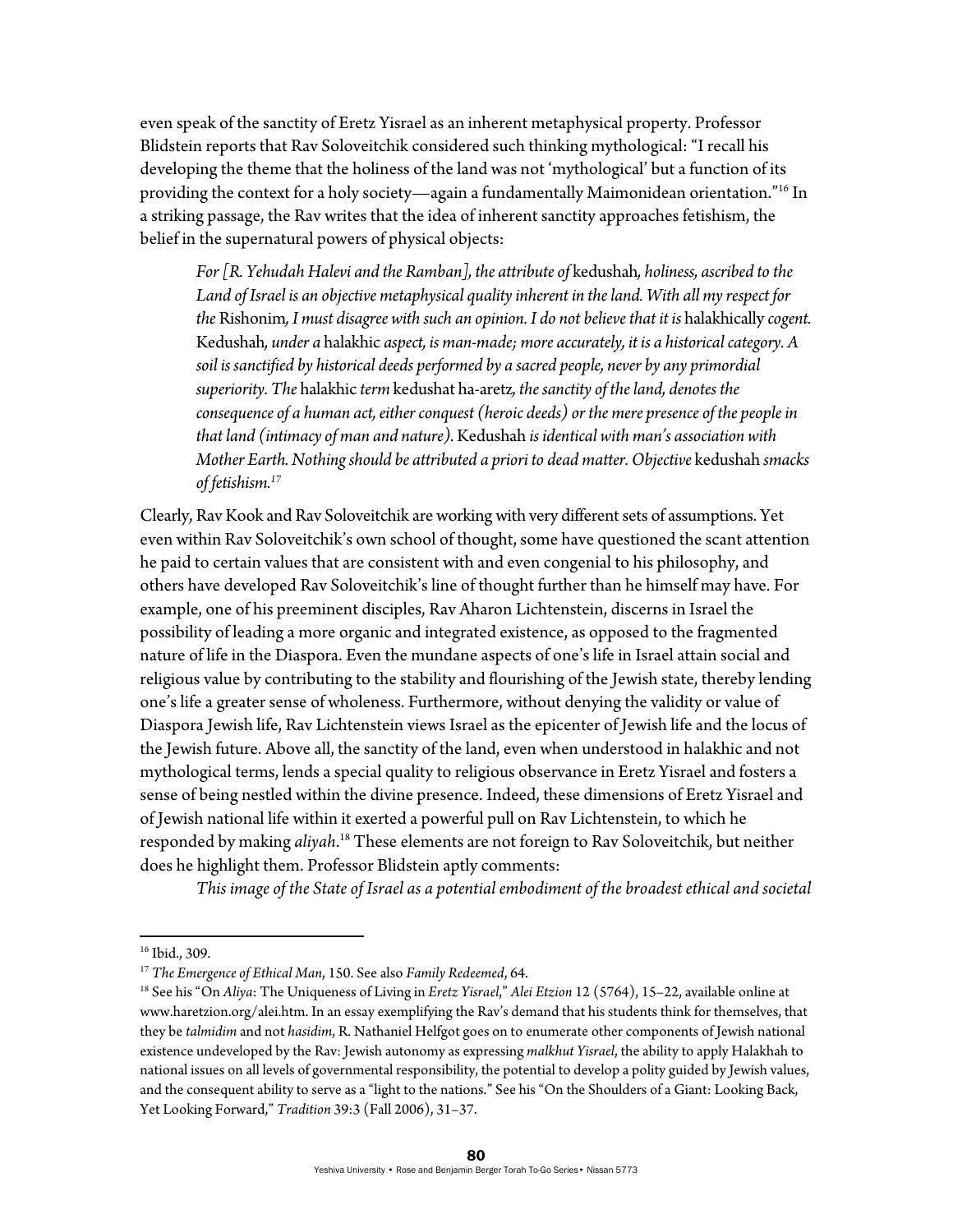even speak of the sanctity of Eretz Yisrael as an inherent metaphysical property. Professor Blidstein reports that Rav Soloveitchik considered such thinking mythological: "I recall his developing the theme that the holiness of the land was not 'mythological' but a function of its providing the context for a holy society—again a fundamentally Maimonidean orientation."[16] In a striking passage, the Rav writes that the idea of inherent sanctity approaches fetishism, the belief in the supernatural powers of physical objects:

> *For [R. Yehudah Halevi and the Ramban], the attribute of* kedushah*, holiness, ascribed to the Land of Israel is an objective metaphysical quality inherent in the land. With all my respect for the* Rishonim*, I must disagree with such an opinion. I do not believe that it is* halakhically *cogent.* Kedushah*, under a* halakhic *aspect, is man-made; more accurately, it is a historical category. A soil is sanctified by historical deeds performed by a sacred people, never by any primordial superiority. The* halakhic *term* kedushat ha-aretz*, the sanctity of the land, denotes the consequence of a human act, either conquest (heroic deeds) or the mere presence of the people in that land (intimacy of man and nature).* Kedushah *is identical with man's association with Mother Earth. Nothing should be attributed a priori to dead matter. Objective* kedushah *smacks of fetishism.*[17]

Clearly, Rav Kook and Rav Soloveitchik are working with very different sets of assumptions. Yet even within Rav Soloveitchik's own school of thought, some have questioned the scant attention he paid to certain values that are consistent with and even congenial to his philosophy, and others have developed Rav Soloveitchik's line of thought further than he himself may have. For example, one of his preeminent disciples, Rav Aharon Lichtenstein, discerns in Israel the possibility of leading a more organic and integrated existence, as opposed to the fragmented nature of life in the Diaspora. Even the mundane aspects of one's life in Israel attain social and religious value by contributing to the stability and flourishing of the Jewish state, thereby lending one's life a greater sense of wholeness. Furthermore, without denying the validity or value of Diaspora Jewish life, Rav Lichtenstein views Israel as the epicenter of Jewish life and the locus of the Jewish future. Above all, the sanctity of the land, even when understood in halakhic and not mythological terms, lends a special quality to religious observance in Eretz Yisrael and fosters a sense of being nestled within the divine presence. Indeed, these dimensions of Eretz Yisrael and of Jewish national life within it exerted a powerful pull on Rav Lichtenstein, to which he responded by making *aliyah*.[18] These elements are not foreign to Rav Soloveitchik, but neither does he highlight them. Professor Blidstein aptly comments:

> *This image of the State of Israel as a potential embodiment of the broadest ethical and societal*

---

[16] Ibid., 309.

[17] *The Emergence of Ethical Man*, 150. See also *Family Redeemed*, 64.

[18] See his "On *Aliya*: The Uniqueness of Living in *Eretz Yisrael*," *Alei Etzion* 12 (5764), 15–22, available online at www.haretzion.org/alei.htm. In an essay exemplifying the Rav's demand that his students think for themselves, that they be *talmidim* and not *hasidim*, R. Nathaniel Helfgot goes on to enumerate other components of Jewish national existence undeveloped by the Rav: Jewish autonomy as expressing *malkhut Yisrael*, the ability to apply Halakhah to national issues on all levels of governmental responsibility, the potential to develop a polity guided by Jewish values, and the consequent ability to serve as a "light to the nations." See his "On the Shoulders of a Giant: Looking Back, Yet Looking Forward," *Tradition* 39:3 (Fall 2006), 31–37.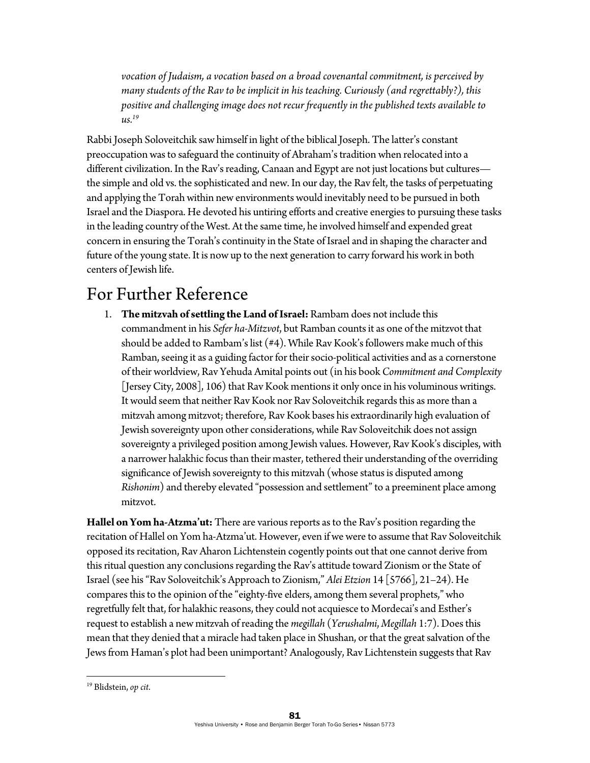*vocation of Judaism, a vocation based on a broad covenantal commitment, is perceived by many students of the Rav to be implicit in his teaching. Curiously (and regrettably?), this positive and challenging image does not recur frequently in the published texts available to us.*[19]

Rabbi Joseph Soloveitchik saw himself in light of the biblical Joseph. The latter's constant preoccupation was to safeguard the continuity of Abraham's tradition when relocated into a different civilization. In the Rav's reading, Canaan and Egypt are not just locations but cultures—the simple and old vs. the sophisticated and new. In our day, the Rav felt, the tasks of perpetuating and applying the Torah within new environments would inevitably need to be pursued in both Israel and the Diaspora. He devoted his untiring efforts and creative energies to pursuing these tasks in the leading country of the West. At the same time, he involved himself and expended great concern in ensuring the Torah's continuity in the State of Israel and in shaping the character and future of the young state. It is now up to the next generation to carry forward his work in both centers of Jewish life.

# For Further Reference

1. **The mitzvah of settling the Land of Israel:** Rambam does not include this commandment in his *Sefer ha-Mitzvot*, but Ramban counts it as one of the mitzvot that should be added to Rambam's list (#4). While Rav Kook's followers make much of this Ramban, seeing it as a guiding factor for their socio-political activities and as a cornerstone of their worldview, Rav Yehuda Amital points out (in his book *Commitment and Complexity* [Jersey City, 2008], 106) that Rav Kook mentions it only once in his voluminous writings. It would seem that neither Rav Kook nor Rav Soloveitchik regards this as more than a mitzvah among mitzvot; therefore, Rav Kook bases his extraordinarily high evaluation of Jewish sovereignty upon other considerations, while Rav Soloveitchik does not assign sovereignty a privileged position among Jewish values. However, Rav Kook's disciples, with a narrower halakhic focus than their master, tethered their understanding of the overriding significance of Jewish sovereignty to this mitzvah (whose status is disputed among *Rishonim*) and thereby elevated "possession and settlement" to a preeminent place among mitzvot.

**Hallel on Yom ha-Atzma'ut:** There are various reports as to the Rav's position regarding the recitation of Hallel on Yom ha-Atzma'ut. However, even if we were to assume that Rav Soloveitchik opposed its recitation, Rav Aharon Lichtenstein cogently points out that one cannot derive from this ritual question any conclusions regarding the Rav's attitude toward Zionism or the State of Israel (see his "Rav Soloveitchik's Approach to Zionism," *Alei Etzion* 14 [5766], 21–24). He compares this to the opinion of the "eighty-five elders, among them several prophets," who regretfully felt that, for halakhic reasons, they could not acquiesce to Mordecai's and Esther's request to establish a new mitzvah of reading the *megillah* (*Yerushalmi*, *Megillah* 1:7). Does this mean that they denied that a miracle had taken place in Shushan, or that the great salvation of the Jews from Haman's plot had been unimportant? Analogously, Rav Lichtenstein suggests that Rav

[19] Blidstein, *op cit*.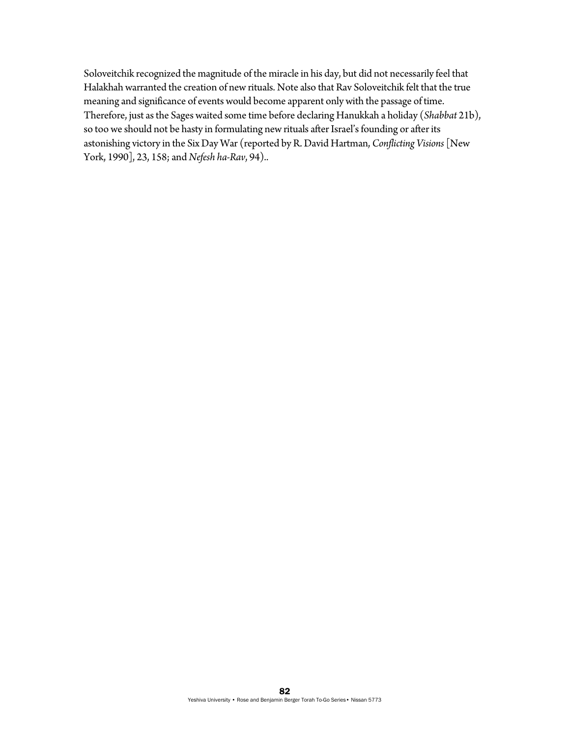Soloveitchik recognized the magnitude of the miracle in his day, but did not necessarily feel that Halakhah warranted the creation of new rituals. Note also that Rav Soloveitchik felt that the true meaning and significance of events would become apparent only with the passage of time. Therefore, just as the Sages waited some time before declaring Hanukkah a holiday (*Shabbat* 21b), so too we should not be hasty in formulating new rituals after Israel's founding or after its astonishing victory in the Six Day War (reported by R. David Hartman, *Conflicting Visions* [New York, 1990], 23, 158; and *Nefesh ha-Rav*, 94)..